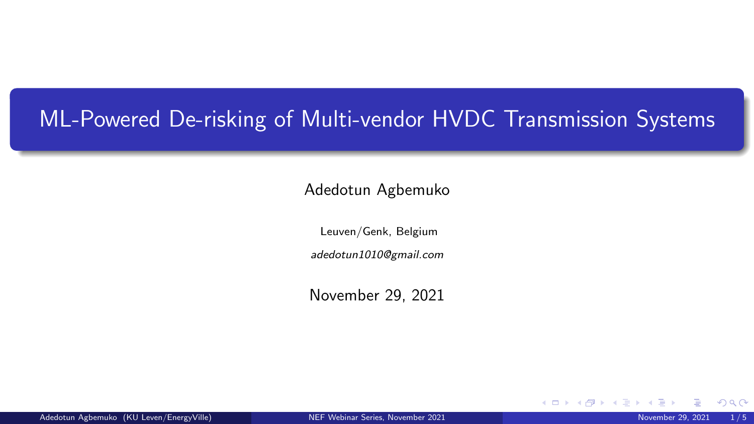# ML-Powered De-risking of Multi-vendor HVDC Transmission Systems

Adedotun Agbemuko

Leuven/Genk, Belgium

*adedotun1010@gmail.com*

November 29, 2021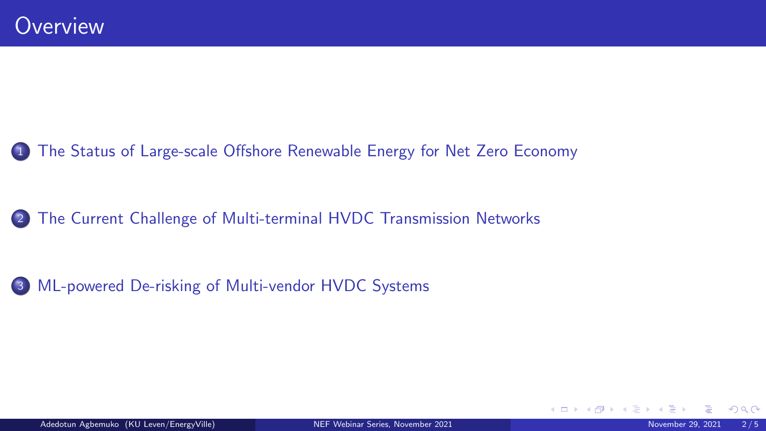# Overview

1. The Status of Large-scale Offshore Renewable Energy for Net Zero Economy
2. The Current Challenge of Multi-terminal HVDC Transmission Networks
3. ML-powered De-risking of Multi-vendor HVDC Systems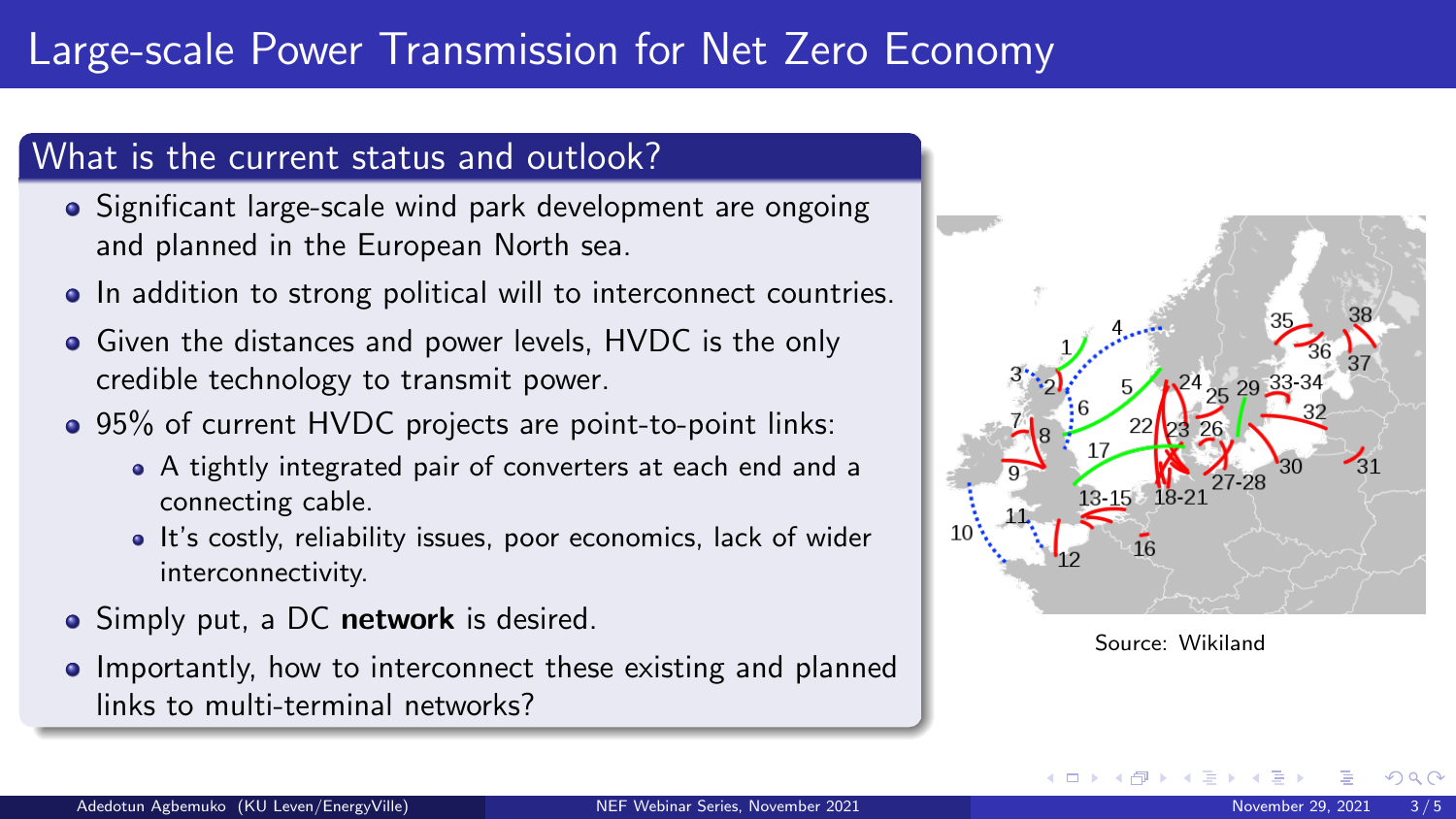# Large-scale Power Transmission for Net Zero Economy

## What is the current status and outlook?

- Significant large-scale wind park development are ongoing and planned in the European North sea.
- In addition to strong political will to interconnect countries.
- Given the distances and power levels, HVDC is the only credible technology to transmit power.
- 95% of current HVDC projects are point-to-point links:
  - A tightly integrated pair of converters at each end and a connecting cable.
  - It's costly, reliability issues, poor economics, lack of wider interconnectivity.
- Simply put, a DC **network** is desired.
- Importantly, how to interconnect these existing and planned links to multi-terminal networks?

Source: Wikiland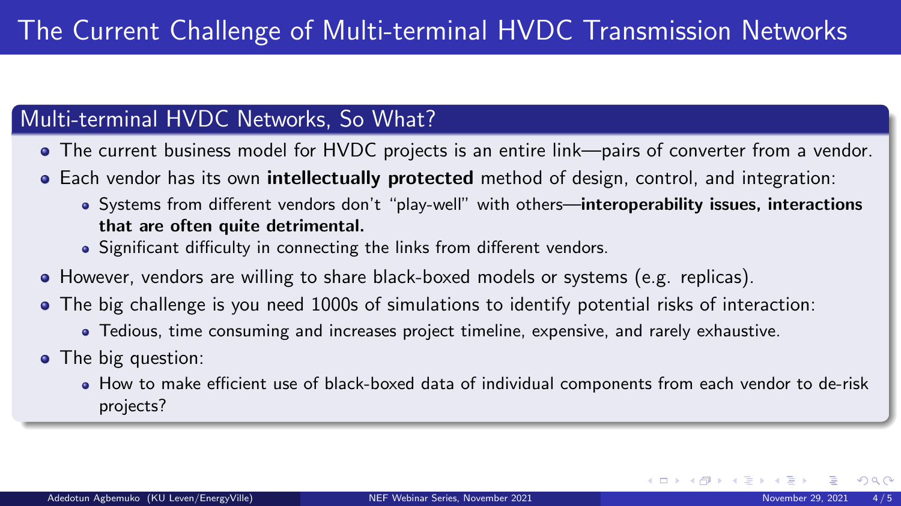# The Current Challenge of Multi-terminal HVDC Transmission Networks

## Multi-terminal HVDC Networks, So What?

- The current business model for HVDC projects is an entire link—pairs of converter from a vendor.
- Each vendor has its own **intellectually protected** method of design, control, and integration:
  - Systems from different vendors don't "play-well" with others—**interoperability issues, interactions that are often quite detrimental.**
  - Significant difficulty in connecting the links from different vendors.
- However, vendors are willing to share black-boxed models or systems (e.g. replicas).
- The big challenge is you need 1000s of simulations to identify potential risks of interaction:
  - Tedious, time consuming and increases project timeline, expensive, and rarely exhaustive.
- The big question:
  - How to make efficient use of black-boxed data of individual components from each vendor to de-risk projects?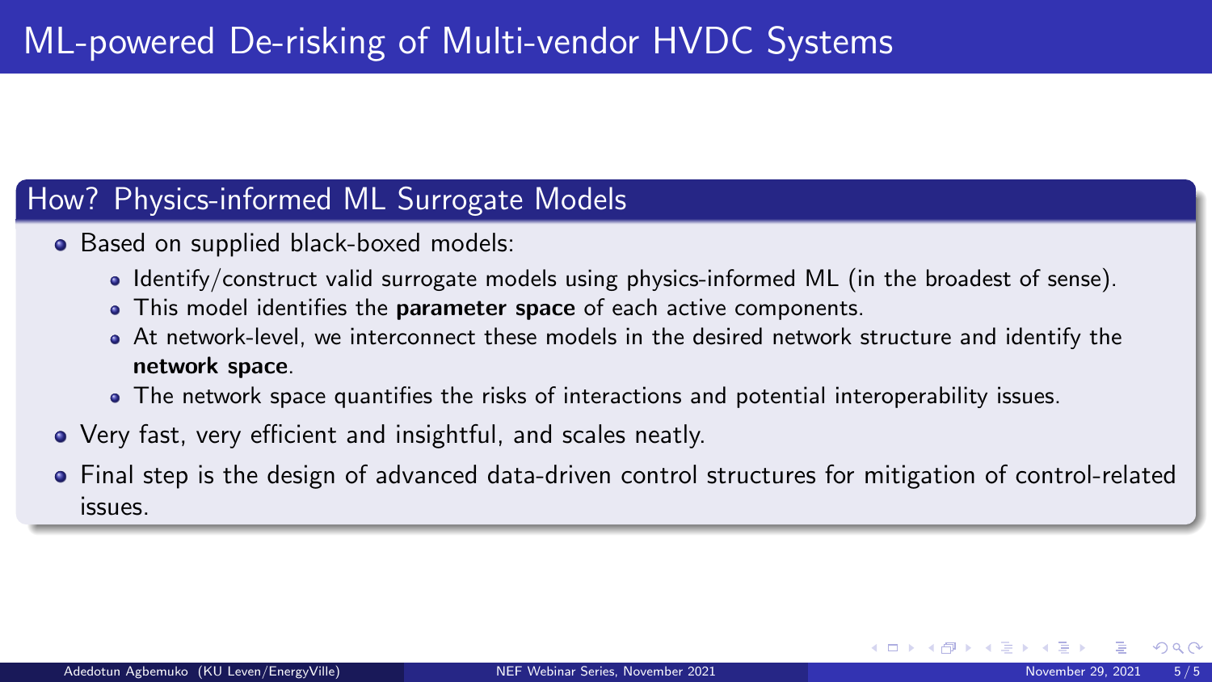# ML-powered De-risking of Multi-vendor HVDC Systems

## How? Physics-informed ML Surrogate Models

- Based on supplied black-boxed models:
  - Identify/construct valid surrogate models using physics-informed ML (in the broadest of sense).
  - This model identifies the **parameter space** of each active components.
  - At network-level, we interconnect these models in the desired network structure and identify the **network space**.
  - The network space quantifies the risks of interactions and potential interoperability issues.
- Very fast, very efficient and insightful, and scales neatly.
- Final step is the design of advanced data-driven control structures for mitigation of control-related issues.